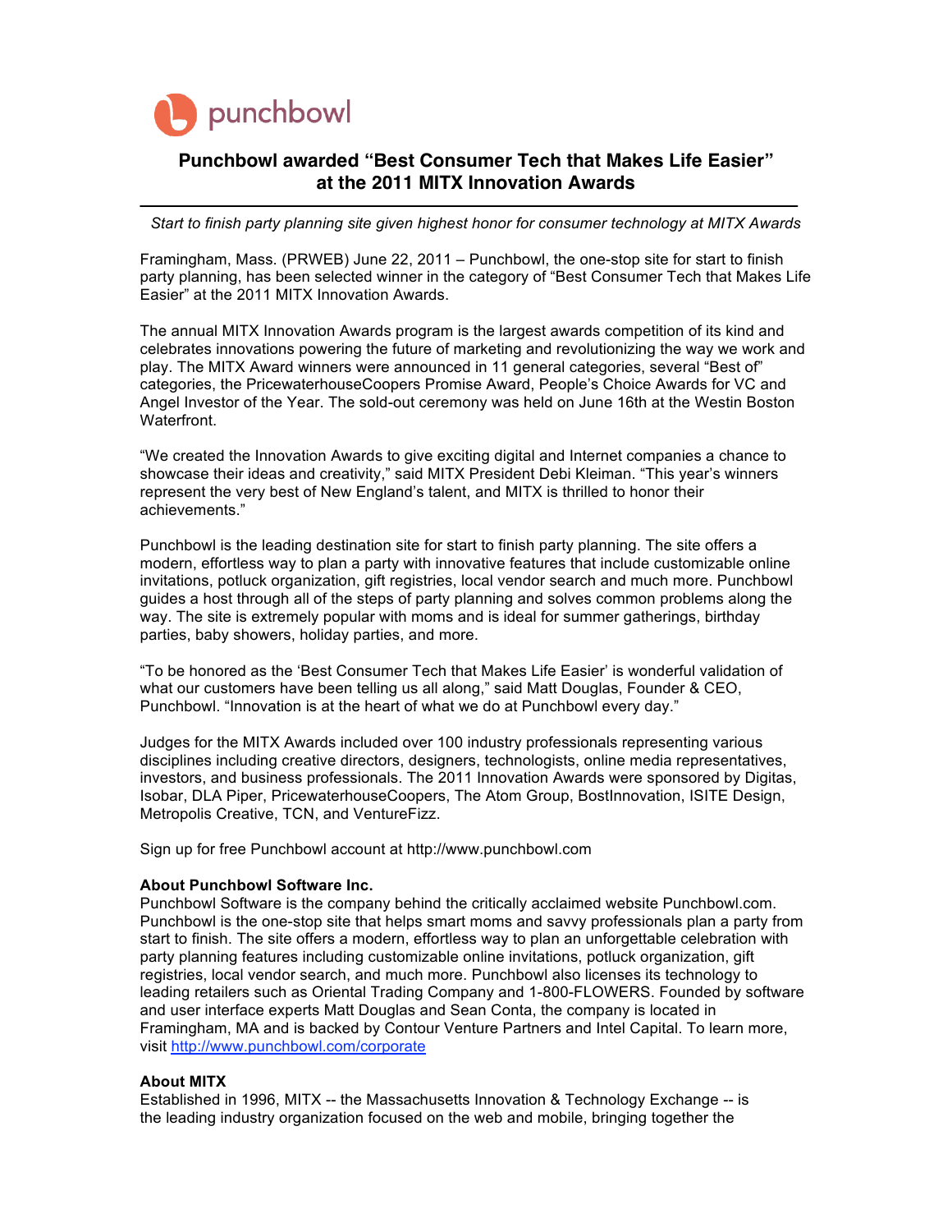punchbowl

# Punchbowl awarded "Best Consumer Tech that Makes Life Easier" at the 2011 MITX Innovation Awards

*Start to finish party planning site given highest honor for consumer technology at MITX Awards*

Framingham, Mass. (PRWEB) June 22, 2011 – Punchbowl, the one-stop site for start to finish party planning, has been selected winner in the category of "Best Consumer Tech that Makes Life Easier" at the 2011 MITX Innovation Awards.

The annual MITX Innovation Awards program is the largest awards competition of its kind and celebrates innovations powering the future of marketing and revolutionizing the way we work and play. The MITX Award winners were announced in 11 general categories, several "Best of" categories, the PricewaterhouseCoopers Promise Award, People's Choice Awards for VC and Angel Investor of the Year. The sold-out ceremony was held on June 16th at the Westin Boston Waterfront.

"We created the Innovation Awards to give exciting digital and Internet companies a chance to showcase their ideas and creativity," said MITX President Debi Kleiman. "This year's winners represent the very best of New England's talent, and MITX is thrilled to honor their achievements."

Punchbowl is the leading destination site for start to finish party planning. The site offers a modern, effortless way to plan a party with innovative features that include customizable online invitations, potluck organization, gift registries, local vendor search and much more. Punchbowl guides a host through all of the steps of party planning and solves common problems along the way. The site is extremely popular with moms and is ideal for summer gatherings, birthday parties, baby showers, holiday parties, and more.

"To be honored as the 'Best Consumer Tech that Makes Life Easier' is wonderful validation of what our customers have been telling us all along," said Matt Douglas, Founder & CEO, Punchbowl. "Innovation is at the heart of what we do at Punchbowl every day."

Judges for the MITX Awards included over 100 industry professionals representing various disciplines including creative directors, designers, technologists, online media representatives, investors, and business professionals. The 2011 Innovation Awards were sponsored by Digitas, Isobar, DLA Piper, PricewaterhouseCoopers, The Atom Group, BostInnovation, ISITE Design, Metropolis Creative, TCN, and VentureFizz.

Sign up for free Punchbowl account at http://www.punchbowl.com

**About Punchbowl Software Inc.**
Punchbowl Software is the company behind the critically acclaimed website Punchbowl.com. Punchbowl is the one-stop site that helps smart moms and savvy professionals plan a party from start to finish. The site offers a modern, effortless way to plan an unforgettable celebration with party planning features including customizable online invitations, potluck organization, gift registries, local vendor search, and much more. Punchbowl also licenses its technology to leading retailers such as Oriental Trading Company and 1-800-FLOWERS. Founded by software and user interface experts Matt Douglas and Sean Conta, the company is located in Framingham, MA and is backed by Contour Venture Partners and Intel Capital. To learn more, visit http://www.punchbowl.com/corporate

**About MITX**
Established in 1996, MITX -- the Massachusetts Innovation & Technology Exchange -- is the leading industry organization focused on the web and mobile, bringing together the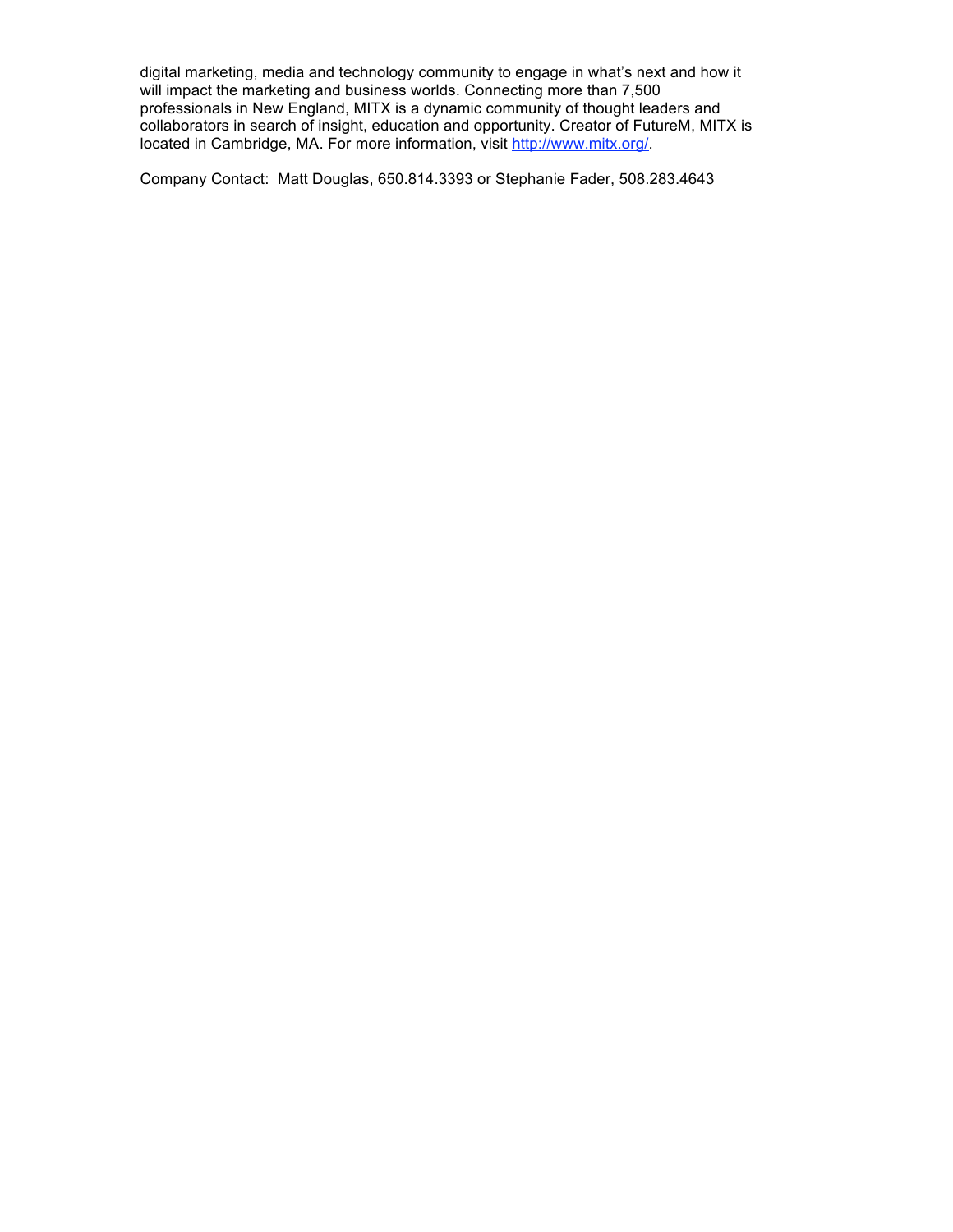digital marketing, media and technology community to engage in what's next and how it will impact the marketing and business worlds. Connecting more than 7,500 professionals in New England, MITX is a dynamic community of thought leaders and collaborators in search of insight, education and opportunity. Creator of FutureM, MITX is located in Cambridge, MA. For more information, visit http://www.mitx.org/.

Company Contact: Matt Douglas, 650.814.3393 or Stephanie Fader, 508.283.4643